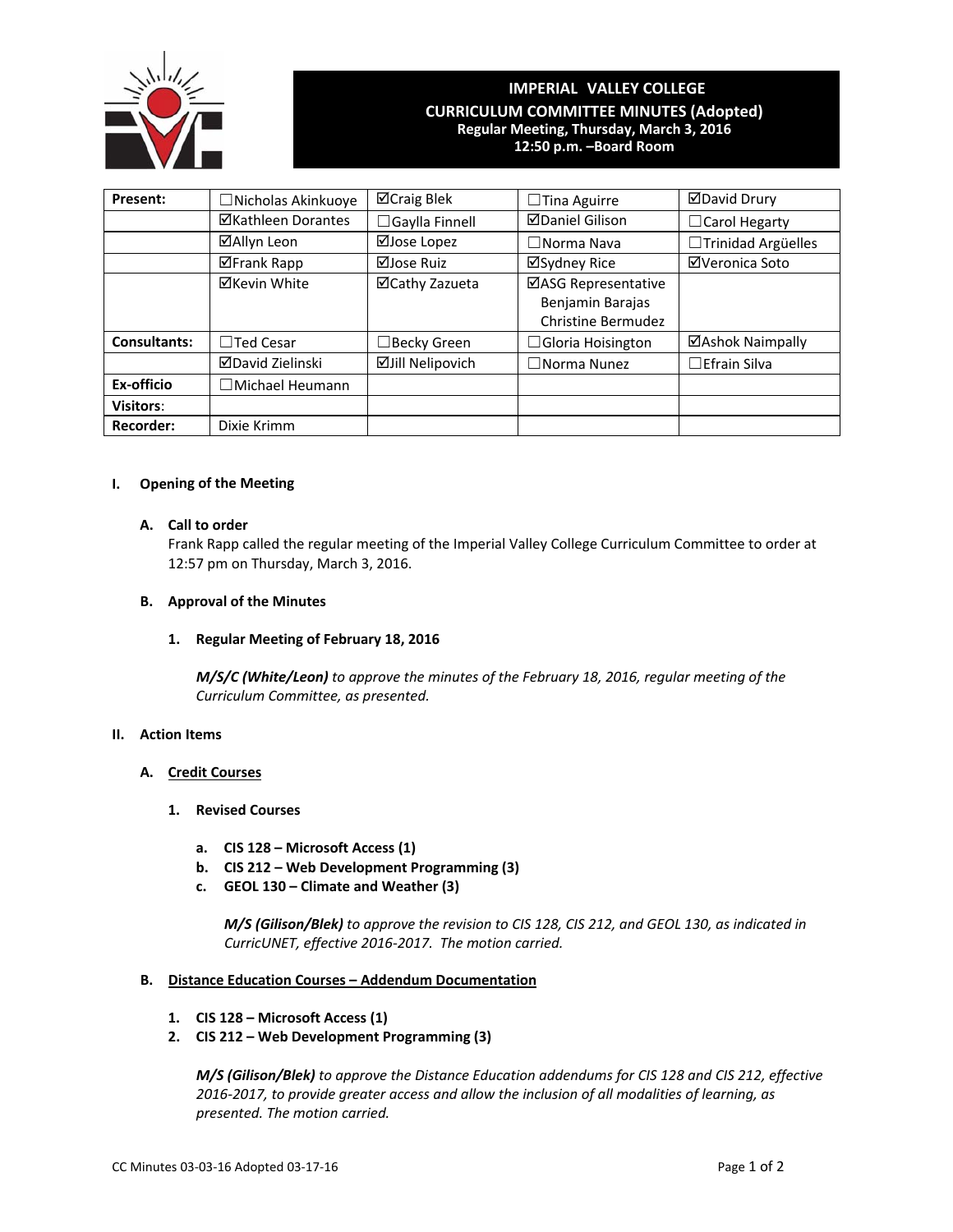# IMPERIAL VALLEY COLLEGE

## CURRICULUM COMMITTEE MINUTES (Adopted)

**Regular Meeting, Thursday, March 3, 2016**
**12:50 p.m. –Board Room**

| **Present:** | ☐Nicholas Akinkuoye | ☑Craig Blek | ☐Tina Aguirre | ☑David Drury |
|---|---|---|---|---|
| | ☑Kathleen Dorantes | ☐Gaylla Finnell | ☑Daniel Gilison | ☐Carol Hegarty |
| | ☑Allyn Leon | ☑Jose Lopez | ☐Norma Nava | ☐Trinidad Argüelles |
| | ☑Frank Rapp | ☑Jose Ruiz | ☑Sydney Rice | ☑Veronica Soto |
| | ☑Kevin White | ☑Cathy Zazueta | ☑ASG Representative Benjamin Barajas Christine Bermudez | |
| **Consultants:** | ☐Ted Cesar | ☐Becky Green | ☐Gloria Hoisington | ☑Ashok Naimpally |
| | ☑David Zielinski | ☑Jill Nelipovich | ☐Norma Nunez | ☐Efrain Silva |
| **Ex-officio** | ☐Michael Heumann | | | |
| **Visitors**: | | | | |
| **Recorder:** | Dixie Krimm | | | |

### I. Opening of the Meeting

#### A. Call to order

Frank Rapp called the regular meeting of the Imperial Valley College Curriculum Committee to order at 12:57 pm on Thursday, March 3, 2016.

#### B. Approval of the Minutes

**1. Regular Meeting of February 18, 2016**

***M/S/C (White/Leon)*** *to approve the minutes of the February 18, 2016, regular meeting of the Curriculum Committee, as presented.*

### II. Action Items

#### A. Credit Courses

**1. Revised Courses**

- **a. CIS 128 – Microsoft Access (1)**
- **b. CIS 212 – Web Development Programming (3)**
- **c. GEOL 130 – Climate and Weather (3)**

***M/S (Gilison/Blek)*** *to approve the revision to CIS 128, CIS 212, and GEOL 130, as indicated in CurricUNET, effective 2016-2017. The motion carried.*

#### B. Distance Education Courses – Addendum Documentation

1. **CIS 128 – Microsoft Access (1)**
2. **CIS 212 – Web Development Programming (3)**

***M/S (Gilison/Blek)*** *to approve the Distance Education addendums for CIS 128 and CIS 212, effective 2016-2017, to provide greater access and allow the inclusion of all modalities of learning, as presented. The motion carried.*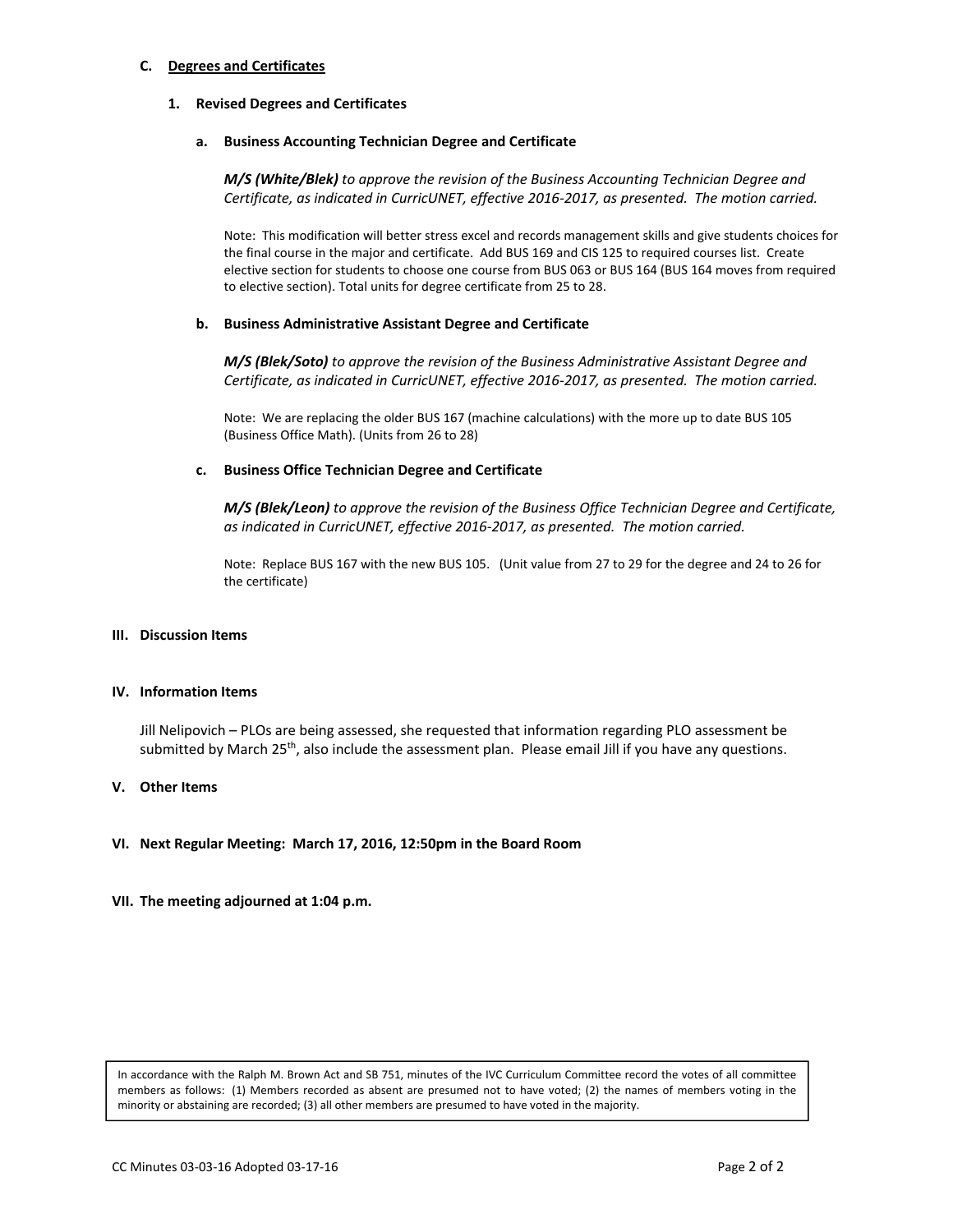### C. Degrees and Certificates

#### 1. Revised Degrees and Certificates

##### a. Business Accounting Technician Degree and Certificate

***M/S (White/Blek)*** *to approve the revision of the Business Accounting Technician Degree and Certificate, as indicated in CurricUNET, effective 2016-2017, as presented. The motion carried.*

Note: This modification will better stress excel and records management skills and give students choices for the final course in the major and certificate. Add BUS 169 and CIS 125 to required courses list. Create elective section for students to choose one course from BUS 063 or BUS 164 (BUS 164 moves from required to elective section). Total units for degree certificate from 25 to 28.

##### b. Business Administrative Assistant Degree and Certificate

***M/S (Blek/Soto)*** *to approve the revision of the Business Administrative Assistant Degree and Certificate, as indicated in CurricUNET, effective 2016-2017, as presented. The motion carried.*

Note: We are replacing the older BUS 167 (machine calculations) with the more up to date BUS 105 (Business Office Math). (Units from 26 to 28)

##### c. Business Office Technician Degree and Certificate

***M/S (Blek/Leon)*** *to approve the revision of the Business Office Technician Degree and Certificate, as indicated in CurricUNET, effective 2016-2017, as presented. The motion carried.*

Note: Replace BUS 167 with the new BUS 105. (Unit value from 27 to 29 for the degree and 24 to 26 for the certificate)

## III. Discussion Items

## IV. Information Items

Jill Nelipovich – PLOs are being assessed, she requested that information regarding PLO assessment be submitted by March 25th, also include the assessment plan. Please email Jill if you have any questions.

## V. Other Items

## VI. Next Regular Meeting: March 17, 2016, 12:50pm in the Board Room

## VII. The meeting adjourned at 1:04 p.m.

In accordance with the Ralph M. Brown Act and SB 751, minutes of the IVC Curriculum Committee record the votes of all committee members as follows: (1) Members recorded as absent are presumed not to have voted; (2) the names of members voting in the minority or abstaining are recorded; (3) all other members are presumed to have voted in the majority.